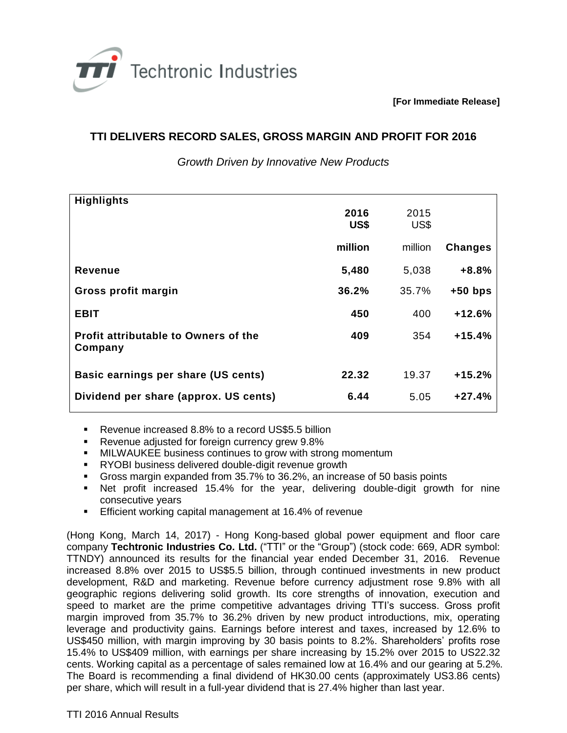Techtronic Industries

**[For Immediate Release]**

# TTI DELIVERS RECORD SALES, GROSS MARGIN AND PROFIT FOR 2016

*Growth Driven by Innovative New Products*

| Highlights | 2016 US$ million | 2015 US$ million | Changes |
|---|---|---|---|
| **Revenue** | **5,480** | 5,038 | **+8.8%** |
| **Gross profit margin** | **36.2%** | 35.7% | **+50 bps** |
| **EBIT** | **450** | 400 | **+12.6%** |
| **Profit attributable to Owners of the Company** | **409** | 354 | **+15.4%** |
| **Basic earnings per share (US cents)** | **22.32** | 19.37 | **+15.2%** |
| **Dividend per share (approx. US cents)** | **6.44** | 5.05 | **+27.4%** |

- Revenue increased 8.8% to a record US$5.5 billion
- Revenue adjusted for foreign currency grew 9.8%
- MILWAUKEE business continues to grow with strong momentum
- RYOBI business delivered double-digit revenue growth
- Gross margin expanded from 35.7% to 36.2%, an increase of 50 basis points
- Net profit increased 15.4% for the year, delivering double-digit growth for nine consecutive years
- Efficient working capital management at 16.4% of revenue

(Hong Kong, March 14, 2017) - Hong Kong-based global power equipment and floor care company **Techtronic Industries Co. Ltd.** ("TTI" or the "Group") (stock code: 669, ADR symbol: TTNDY) announced its results for the financial year ended December 31, 2016. Revenue increased 8.8% over 2015 to US$5.5 billion, through continued investments in new product development, R&D and marketing. Revenue before currency adjustment rose 9.8% with all geographic regions delivering solid growth. Its core strengths of innovation, execution and speed to market are the prime competitive advantages driving TTI's success. Gross profit margin improved from 35.7% to 36.2% driven by new product introductions, mix, operating leverage and productivity gains. Earnings before interest and taxes, increased by 12.6% to US$450 million, with margin improving by 30 basis points to 8.2%. Shareholders' profits rose 15.4% to US$409 million, with earnings per share increasing by 15.2% over 2015 to US22.32 cents. Working capital as a percentage of sales remained low at 16.4% and our gearing at 5.2%. The Board is recommending a final dividend of HK30.00 cents (approximately US3.86 cents) per share, which will result in a full-year dividend that is 27.4% higher than last year.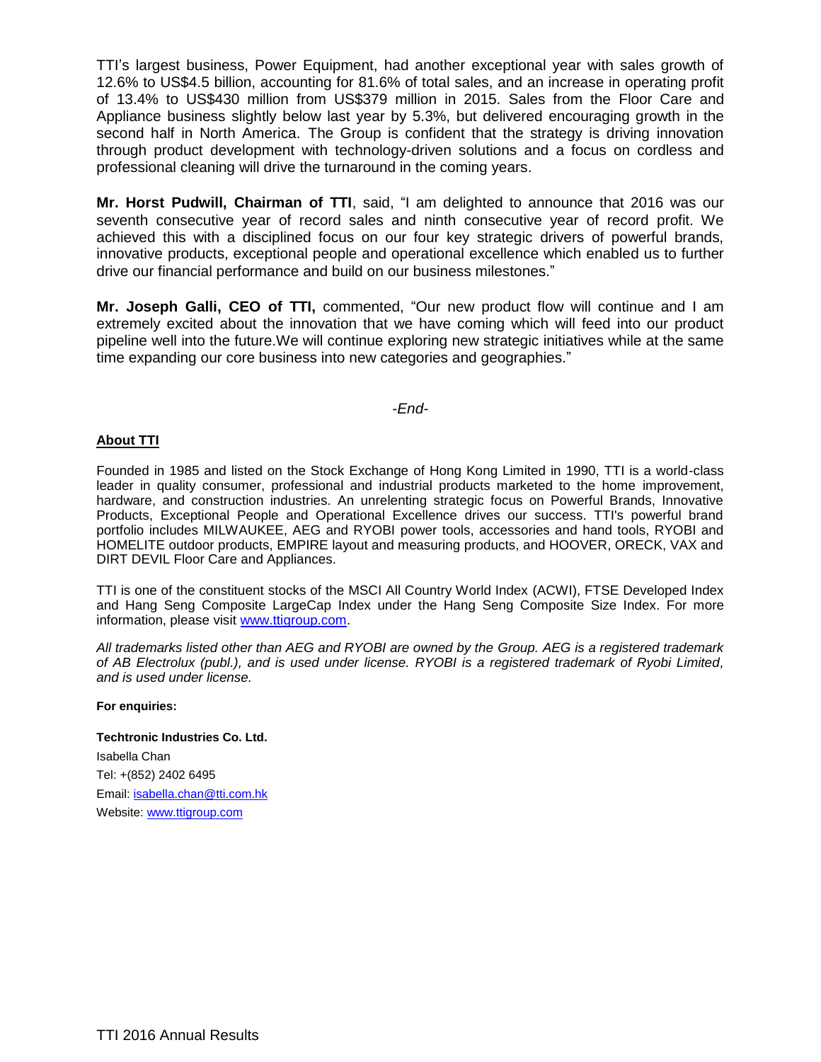TTI's largest business, Power Equipment, had another exceptional year with sales growth of 12.6% to US$4.5 billion, accounting for 81.6% of total sales, and an increase in operating profit of 13.4% to US$430 million from US$379 million in 2015. Sales from the Floor Care and Appliance business slightly below last year by 5.3%, but delivered encouraging growth in the second half in North America. The Group is confident that the strategy is driving innovation through product development with technology-driven solutions and a focus on cordless and professional cleaning will drive the turnaround in the coming years.

**Mr. Horst Pudwill, Chairman of TTI**, said, "I am delighted to announce that 2016 was our seventh consecutive year of record sales and ninth consecutive year of record profit. We achieved this with a disciplined focus on our four key strategic drivers of powerful brands, innovative products, exceptional people and operational excellence which enabled us to further drive our financial performance and build on our business milestones."

**Mr. Joseph Galli, CEO of TTI,** commented, "Our new product flow will continue and I am extremely excited about the innovation that we have coming which will feed into our product pipeline well into the future.We will continue exploring new strategic initiatives while at the same time expanding our core business into new categories and geographies."

*-End-*

**About TTI**

Founded in 1985 and listed on the Stock Exchange of Hong Kong Limited in 1990, TTI is a world-class leader in quality consumer, professional and industrial products marketed to the home improvement, hardware, and construction industries. An unrelenting strategic focus on Powerful Brands, Innovative Products, Exceptional People and Operational Excellence drives our success. TTI's powerful brand portfolio includes MILWAUKEE, AEG and RYOBI power tools, accessories and hand tools, RYOBI and HOMELITE outdoor products, EMPIRE layout and measuring products, and HOOVER, ORECK, VAX and DIRT DEVIL Floor Care and Appliances.

TTI is one of the constituent stocks of the MSCI All Country World Index (ACWI), FTSE Developed Index and Hang Seng Composite LargeCap Index under the Hang Seng Composite Size Index. For more information, please visit www.ttigroup.com.

*All trademarks listed other than AEG and RYOBI are owned by the Group. AEG is a registered trademark of AB Electrolux (publ.), and is used under license. RYOBI is a registered trademark of Ryobi Limited, and is used under license.*

**For enquiries:**

**Techtronic Industries Co. Ltd.**
Isabella Chan
Tel: +(852) 2402 6495
Email: isabella.chan@tti.com.hk
Website: www.ttigroup.com